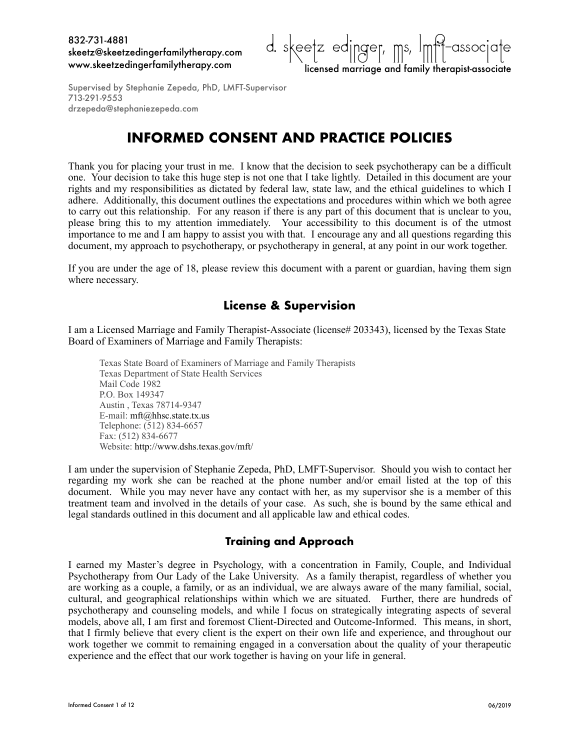832-731-4881
skeetz@skeetzedingerfamilytherapy.com
www.skeetzedingerfamilytherapy.com

d. skeetz edinger, ms, lmft-associate
licensed marriage and family therapist-associate

Supervised by Stephanie Zepeda, PhD, LMFT-Supervisor
713-291-9553
drzepeda@stephaniezepeda.com

# INFORMED CONSENT AND PRACTICE POLICIES

Thank you for placing your trust in me. I know that the decision to seek psychotherapy can be a difficult one. Your decision to take this huge step is not one that I take lightly. Detailed in this document are your rights and my responsibilities as dictated by federal law, state law, and the ethical guidelines to which I adhere. Additionally, this document outlines the expectations and procedures within which we both agree to carry out this relationship. For any reason if there is any part of this document that is unclear to you, please bring this to my attention immediately. Your accessibility to this document is of the utmost importance to me and I am happy to assist you with that. I encourage any and all questions regarding this document, my approach to psychotherapy, or psychotherapy in general, at any point in our work together.

If you are under the age of 18, please review this document with a parent or guardian, having them sign where necessary.

## License & Supervision

I am a Licensed Marriage and Family Therapist-Associate (license# 203343), licensed by the Texas State Board of Examiners of Marriage and Family Therapists:

> Texas State Board of Examiners of Marriage and Family Therapists
> Texas Department of State Health Services
> Mail Code 1982
> P.O. Box 149347
> Austin , Texas 78714-9347
> E-mail: mft@hhsc.state.tx.us
> Telephone: (512) 834-6657
> Fax: (512) 834-6677
> Website: http://www.dshs.texas.gov/mft/

I am under the supervision of Stephanie Zepeda, PhD, LMFT-Supervisor. Should you wish to contact her regarding my work she can be reached at the phone number and/or email listed at the top of this document. While you may never have any contact with her, as my supervisor she is a member of this treatment team and involved in the details of your case. As such, she is bound by the same ethical and legal standards outlined in this document and all applicable law and ethical codes.

## Training and Approach

I earned my Master's degree in Psychology, with a concentration in Family, Couple, and Individual Psychotherapy from Our Lady of the Lake University. As a family therapist, regardless of whether you are working as a couple, a family, or as an individual, we are always aware of the many familial, social, cultural, and geographical relationships within which we are situated. Further, there are hundreds of psychotherapy and counseling models, and while I focus on strategically integrating aspects of several models, above all, I am first and foremost Client-Directed and Outcome-Informed. This means, in short, that I firmly believe that every client is the expert on their own life and experience, and throughout our work together we commit to remaining engaged in a conversation about the quality of your therapeutic experience and the effect that our work together is having on your life in general.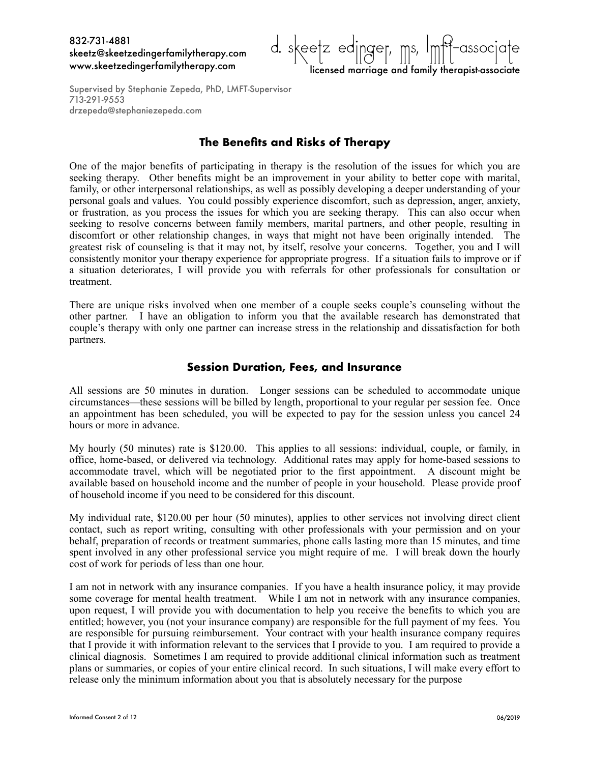832-731-4881
skeetz@skeetzedingerfamilytherapy.com
www.skeetzedingerfamilytherapy.com

d. skeetz edinger, ms, lmft-associate
licensed marriage and family therapist-associate

Supervised by Stephanie Zepeda, PhD, LMFT-Supervisor
713-291-9553
drzepeda@stephaniezepeda.com

## The Benefits and Risks of Therapy

One of the major benefits of participating in therapy is the resolution of the issues for which you are seeking therapy. Other benefits might be an improvement in your ability to better cope with marital, family, or other interpersonal relationships, as well as possibly developing a deeper understanding of your personal goals and values. You could possibly experience discomfort, such as depression, anger, anxiety, or frustration, as you process the issues for which you are seeking therapy. This can also occur when seeking to resolve concerns between family members, marital partners, and other people, resulting in discomfort or other relationship changes, in ways that might not have been originally intended. The greatest risk of counseling is that it may not, by itself, resolve your concerns. Together, you and I will consistently monitor your therapy experience for appropriate progress. If a situation fails to improve or if a situation deteriorates, I will provide you with referrals for other professionals for consultation or treatment.

There are unique risks involved when one member of a couple seeks couple's counseling without the other partner. I have an obligation to inform you that the available research has demonstrated that couple's therapy with only one partner can increase stress in the relationship and dissatisfaction for both partners.

## Session Duration, Fees, and Insurance

All sessions are 50 minutes in duration. Longer sessions can be scheduled to accommodate unique circumstances—these sessions will be billed by length, proportional to your regular per session fee. Once an appointment has been scheduled, you will be expected to pay for the session unless you cancel 24 hours or more in advance.

My hourly (50 minutes) rate is $120.00. This applies to all sessions: individual, couple, or family, in office, home-based, or delivered via technology. Additional rates may apply for home-based sessions to accommodate travel, which will be negotiated prior to the first appointment. A discount might be available based on household income and the number of people in your household. Please provide proof of household income if you need to be considered for this discount.

My individual rate, $120.00 per hour (50 minutes), applies to other services not involving direct client contact, such as report writing, consulting with other professionals with your permission and on your behalf, preparation of records or treatment summaries, phone calls lasting more than 15 minutes, and time spent involved in any other professional service you might require of me. I will break down the hourly cost of work for periods of less than one hour.

I am not in network with any insurance companies. If you have a health insurance policy, it may provide some coverage for mental health treatment. While I am not in network with any insurance companies, upon request, I will provide you with documentation to help you receive the benefits to which you are entitled; however, you (not your insurance company) are responsible for the full payment of my fees. You are responsible for pursuing reimbursement. Your contract with your health insurance company requires that I provide it with information relevant to the services that I provide to you. I am required to provide a clinical diagnosis. Sometimes I am required to provide additional clinical information such as treatment plans or summaries, or copies of your entire clinical record. In such situations, I will make every effort to release only the minimum information about you that is absolutely necessary for the purpose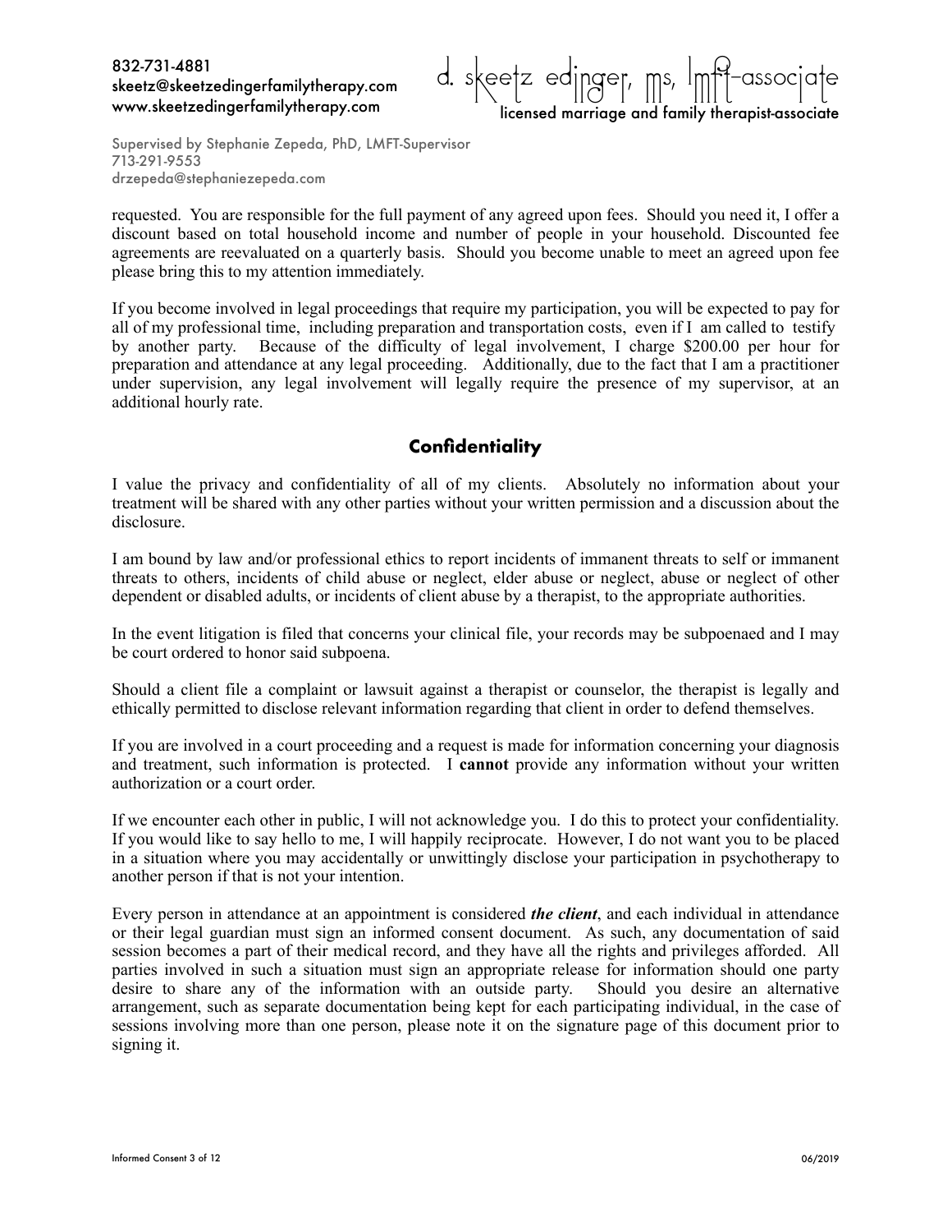requested. You are responsible for the full payment of any agreed upon fees. Should you need it, I offer a discount based on total household income and number of people in your household. Discounted fee agreements are reevaluated on a quarterly basis. Should you become unable to meet an agreed upon fee please bring this to my attention immediately.

If you become involved in legal proceedings that require my participation, you will be expected to pay for all of my professional time, including preparation and transportation costs, even if I am called to testify by another party. Because of the difficulty of legal involvement, I charge $200.00 per hour for preparation and attendance at any legal proceeding. Additionally, due to the fact that I am a practitioner under supervision, any legal involvement will legally require the presence of my supervisor, at an additional hourly rate.

## Confidentiality

I value the privacy and confidentiality of all of my clients. Absolutely no information about your treatment will be shared with any other parties without your written permission and a discussion about the disclosure.

I am bound by law and/or professional ethics to report incidents of immanent threats to self or immanent threats to others, incidents of child abuse or neglect, elder abuse or neglect, abuse or neglect of other dependent or disabled adults, or incidents of client abuse by a therapist, to the appropriate authorities.

In the event litigation is filed that concerns your clinical file, your records may be subpoenaed and I may be court ordered to honor said subpoena.

Should a client file a complaint or lawsuit against a therapist or counselor, the therapist is legally and ethically permitted to disclose relevant information regarding that client in order to defend themselves.

If you are involved in a court proceeding and a request is made for information concerning your diagnosis and treatment, such information is protected. I **cannot** provide any information without your written authorization or a court order.

If we encounter each other in public, I will not acknowledge you. I do this to protect your confidentiality. If you would like to say hello to me, I will happily reciprocate. However, I do not want you to be placed in a situation where you may accidentally or unwittingly disclose your participation in psychotherapy to another person if that is not your intention.

Every person in attendance at an appointment is considered ***the client***, and each individual in attendance or their legal guardian must sign an informed consent document. As such, any documentation of said session becomes a part of their medical record, and they have all the rights and privileges afforded. All parties involved in such a situation must sign an appropriate release for information should one party desire to share any of the information with an outside party. Should you desire an alternative arrangement, such as separate documentation being kept for each participating individual, in the case of sessions involving more than one person, please note it on the signature page of this document prior to signing it.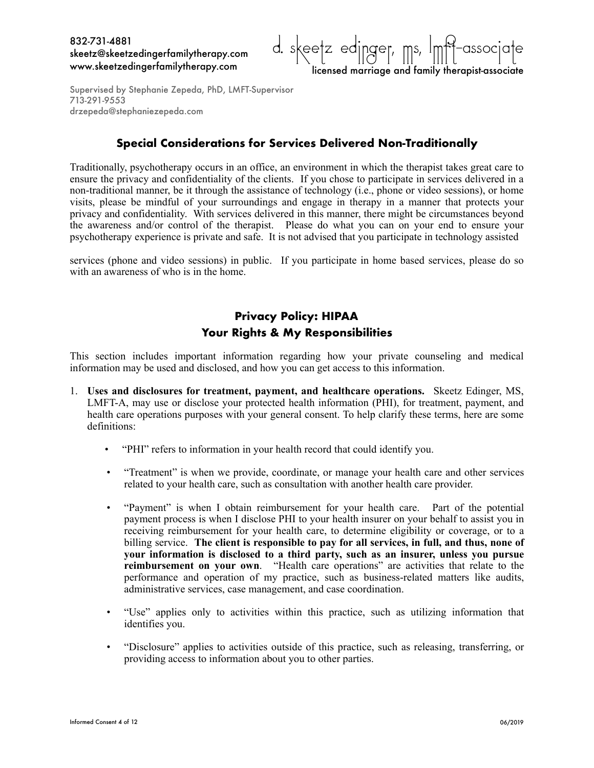832-731-4881
skeetz@skeetzedingerfamilytherapy.com
www.skeetzedingerfamilytherapy.com

d. skeetz edinger, ms, lmft-associate
licensed marriage and family therapist-associate

Supervised by Stephanie Zepeda, PhD, LMFT-Supervisor
713-291-9553
drzepeda@stephaniezepeda.com

## Special Considerations for Services Delivered Non-Traditionally

Traditionally, psychotherapy occurs in an office, an environment in which the therapist takes great care to ensure the privacy and confidentiality of the clients. If you chose to participate in services delivered in a non-traditional manner, be it through the assistance of technology (i.e., phone or video sessions), or home visits, please be mindful of your surroundings and engage in therapy in a manner that protects your privacy and confidentiality. With services delivered in this manner, there might be circumstances beyond the awareness and/or control of the therapist. Please do what you can on your end to ensure your psychotherapy experience is private and safe. It is not advised that you participate in technology assisted services (phone and video sessions) in public. If you participate in home based services, please do so with an awareness of who is in the home.

## Privacy Policy: HIPAA
## Your Rights & My Responsibilities

This section includes important information regarding how your private counseling and medical information may be used and disclosed, and how you can get access to this information.

1. **Uses and disclosures for treatment, payment, and healthcare operations.** Skeetz Edinger, MS, LMFT-A, may use or disclose your protected health information (PHI), for treatment, payment, and health care operations purposes with your general consent. To help clarify these terms, here are some definitions:

   - "PHI" refers to information in your health record that could identify you.
   - "Treatment" is when we provide, coordinate, or manage your health care and other services related to your health care, such as consultation with another health care provider.
   - "Payment" is when I obtain reimbursement for your health care. Part of the potential payment process is when I disclose PHI to your health insurer on your behalf to assist you in receiving reimbursement for your health care, to determine eligibility or coverage, or to a billing service. **The client is responsible to pay for all services, in full, and thus, none of your information is disclosed to a third party, such as an insurer, unless you pursue reimbursement on your own**. "Health care operations" are activities that relate to the performance and operation of my practice, such as business-related matters like audits, administrative services, case management, and case coordination.
   - "Use" applies only to activities within this practice, such as utilizing information that identifies you.
   - "Disclosure" applies to activities outside of this practice, such as releasing, transferring, or providing access to information about you to other parties.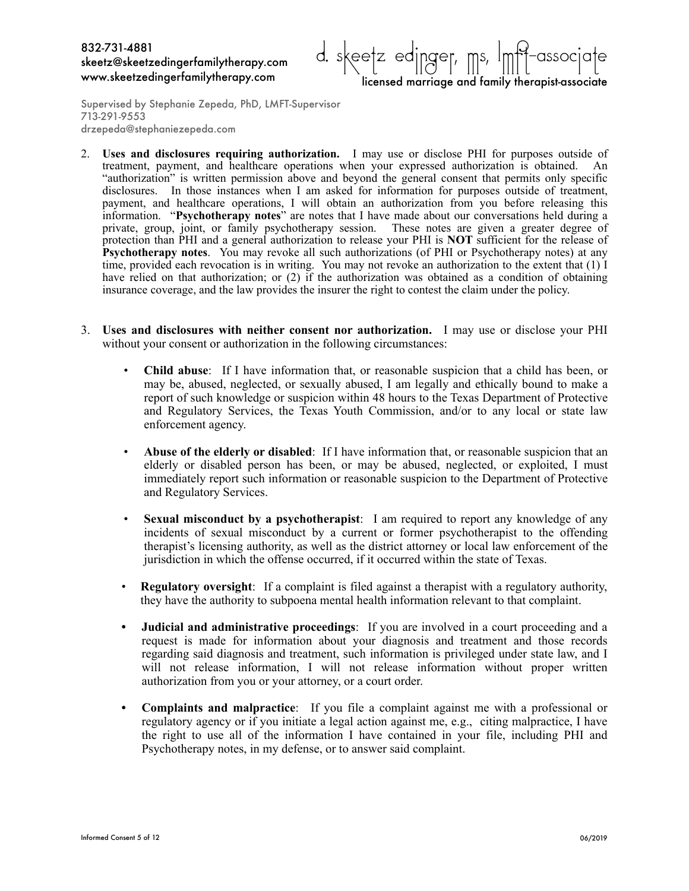832-731-4881
skeetz@skeetzedingerfamilytherapy.com
www.skeetzedingerfamilytherapy.com

d. skeetz edinger, ms, lmft-associate
licensed marriage and family therapist-associate

Supervised by Stephanie Zepeda, PhD, LMFT-Supervisor
713-291-9553
drzepeda@stephaniezepeda.com

2. **Uses and disclosures requiring authorization.** I may use or disclose PHI for purposes outside of treatment, payment, and healthcare operations when your expressed authorization is obtained. An "authorization" is written permission above and beyond the general consent that permits only specific disclosures. In those instances when I am asked for information for purposes outside of treatment, payment, and healthcare operations, I will obtain an authorization from you before releasing this information. "**Psychotherapy notes**" are notes that I have made about our conversations held during a private, group, joint, or family psychotherapy session. These notes are given a greater degree of protection than PHI and a general authorization to release your PHI is **NOT** sufficient for the release of **Psychotherapy notes**. You may revoke all such authorizations (of PHI or Psychotherapy notes) at any time, provided each revocation is in writing. You may not revoke an authorization to the extent that (1) I have relied on that authorization; or (2) if the authorization was obtained as a condition of obtaining insurance coverage, and the law provides the insurer the right to contest the claim under the policy.

3. **Uses and disclosures with neither consent nor authorization.** I may use or disclose your PHI without your consent or authorization in the following circumstances:

   - **Child abuse**: If I have information that, or reasonable suspicion that a child has been, or may be, abused, neglected, or sexually abused, I am legally and ethically bound to make a report of such knowledge or suspicion within 48 hours to the Texas Department of Protective and Regulatory Services, the Texas Youth Commission, and/or to any local or state law enforcement agency.

   - **Abuse of the elderly or disabled**: If I have information that, or reasonable suspicion that an elderly or disabled person has been, or may be abused, neglected, or exploited, I must immediately report such information or reasonable suspicion to the Department of Protective and Regulatory Services.

   - **Sexual misconduct by a psychotherapist**: I am required to report any knowledge of any incidents of sexual misconduct by a current or former psychotherapist to the offending therapist's licensing authority, as well as the district attorney or local law enforcement of the jurisdiction in which the offense occurred, if it occurred within the state of Texas.

   - **Regulatory oversight**: If a complaint is filed against a therapist with a regulatory authority, they have the authority to subpoena mental health information relevant to that complaint.

   - **Judicial and administrative proceedings**: If you are involved in a court proceeding and a request is made for information about your diagnosis and treatment and those records regarding said diagnosis and treatment, such information is privileged under state law, and I will not release information, I will not release information without proper written authorization from you or your attorney, or a court order.

   - **Complaints and malpractice**: If you file a complaint against me with a professional or regulatory agency or if you initiate a legal action against me, e.g., citing malpractice, I have the right to use all of the information I have contained in your file, including PHI and Psychotherapy notes, in my defense, or to answer said complaint.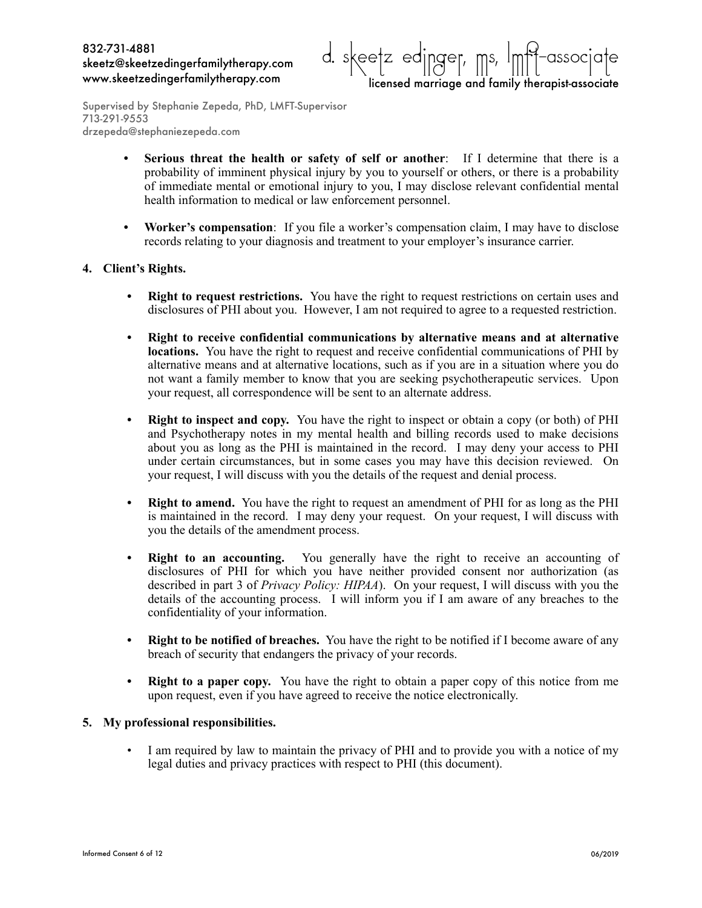- **Serious threat the health or safety of self or another**: If I determine that there is a probability of imminent physical injury by you to yourself or others, or there is a probability of immediate mental or emotional injury to you, I may disclose relevant confidential mental health information to medical or law enforcement personnel.

- **Worker's compensation**: If you file a worker's compensation claim, I may have to disclose records relating to your diagnosis and treatment to your employer's insurance carrier.

**4. Client's Rights.**

- **Right to request restrictions.** You have the right to request restrictions on certain uses and disclosures of PHI about you. However, I am not required to agree to a requested restriction.

- **Right to receive confidential communications by alternative means and at alternative locations.** You have the right to request and receive confidential communications of PHI by alternative means and at alternative locations, such as if you are in a situation where you do not want a family member to know that you are seeking psychotherapeutic services. Upon your request, all correspondence will be sent to an alternate address.

- **Right to inspect and copy.** You have the right to inspect or obtain a copy (or both) of PHI and Psychotherapy notes in my mental health and billing records used to make decisions about you as long as the PHI is maintained in the record. I may deny your access to PHI under certain circumstances, but in some cases you may have this decision reviewed. On your request, I will discuss with you the details of the request and denial process.

- **Right to amend.** You have the right to request an amendment of PHI for as long as the PHI is maintained in the record. I may deny your request. On your request, I will discuss with you the details of the amendment process.

- **Right to an accounting.** You generally have the right to receive an accounting of disclosures of PHI for which you have neither provided consent nor authorization (as described in part 3 of *Privacy Policy: HIPAA*). On your request, I will discuss with you the details of the accounting process. I will inform you if I am aware of any breaches to the confidentiality of your information.

- **Right to be notified of breaches.** You have the right to be notified if I become aware of any breach of security that endangers the privacy of your records.

- **Right to a paper copy.** You have the right to obtain a paper copy of this notice from me upon request, even if you have agreed to receive the notice electronically.

**5. My professional responsibilities.**

- I am required by law to maintain the privacy of PHI and to provide you with a notice of my legal duties and privacy practices with respect to PHI (this document).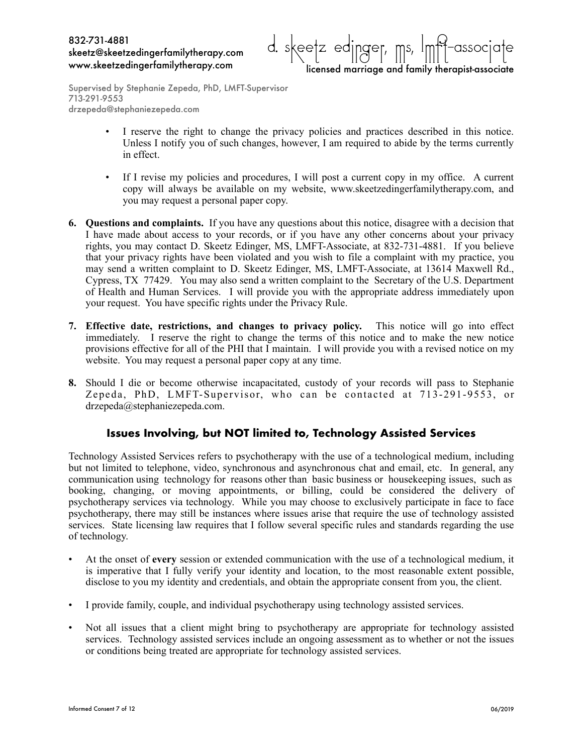- I reserve the right to change the privacy policies and practices described in this notice. Unless I notify you of such changes, however, I am required to abide by the terms currently in effect.

- If I revise my policies and procedures, I will post a current copy in my office. A current copy will always be available on my website, www.skeetzedingerfamilytherapy.com, and you may request a personal paper copy.

6. **Questions and complaints.** If you have any questions about this notice, disagree with a decision that I have made about access to your records, or if you have any other concerns about your privacy rights, you may contact D. Skeetz Edinger, MS, LMFT-Associate, at 832-731-4881. If you believe that your privacy rights have been violated and you wish to file a complaint with my practice, you may send a written complaint to D. Skeetz Edinger, MS, LMFT-Associate, at 13614 Maxwell Rd., Cypress, TX 77429. You may also send a written complaint to the Secretary of the U.S. Department of Health and Human Services. I will provide you with the appropriate address immediately upon your request. You have specific rights under the Privacy Rule.

7. **Effective date, restrictions, and changes to privacy policy.** This notice will go into effect immediately. I reserve the right to change the terms of this notice and to make the new notice provisions effective for all of the PHI that I maintain. I will provide you with a revised notice on my website. You may request a personal paper copy at any time.

8. Should I die or become otherwise incapacitated, custody of your records will pass to Stephanie Zepeda, PhD, LMFT-Supervisor, who can be contacted at 713-291-9553, or drzepeda@stephaniezepeda.com.

## Issues Involving, but NOT limited to, Technology Assisted Services

Technology Assisted Services refers to psychotherapy with the use of a technological medium, including but not limited to telephone, video, synchronous and asynchronous chat and email, etc. In general, any communication using technology for reasons other than basic business or housekeeping issues, such as booking, changing, or moving appointments, or billing, could be considered the delivery of psychotherapy services via technology. While you may choose to exclusively participate in face to face psychotherapy, there may still be instances where issues arise that require the use of technology assisted services. State licensing law requires that I follow several specific rules and standards regarding the use of technology.

- At the onset of **every** session or extended communication with the use of a technological medium, it is imperative that I fully verify your identity and location, to the most reasonable extent possible, disclose to you my identity and credentials, and obtain the appropriate consent from you, the client.

- I provide family, couple, and individual psychotherapy using technology assisted services.

- Not all issues that a client might bring to psychotherapy are appropriate for technology assisted services. Technology assisted services include an ongoing assessment as to whether or not the issues or conditions being treated are appropriate for technology assisted services.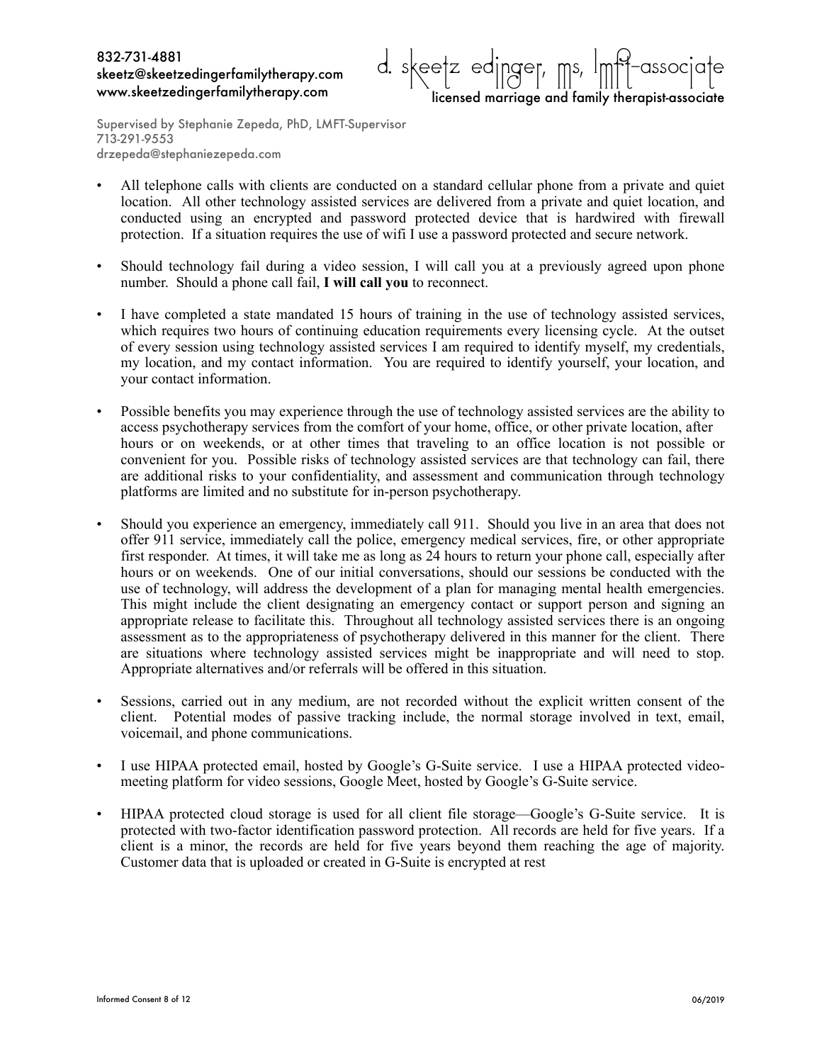- All telephone calls with clients are conducted on a standard cellular phone from a private and quiet location. All other technology assisted services are delivered from a private and quiet location, and conducted using an encrypted and password protected device that is hardwired with firewall protection. If a situation requires the use of wifi I use a password protected and secure network.

- Should technology fail during a video session, I will call you at a previously agreed upon phone number. Should a phone call fail, **I will call you** to reconnect.

- I have completed a state mandated 15 hours of training in the use of technology assisted services, which requires two hours of continuing education requirements every licensing cycle. At the outset of every session using technology assisted services I am required to identify myself, my credentials, my location, and my contact information. You are required to identify yourself, your location, and your contact information.

- Possible benefits you may experience through the use of technology assisted services are the ability to access psychotherapy services from the comfort of your home, office, or other private location, after hours or on weekends, or at other times that traveling to an office location is not possible or convenient for you. Possible risks of technology assisted services are that technology can fail, there are additional risks to your confidentiality, and assessment and communication through technology platforms are limited and no substitute for in-person psychotherapy.

- Should you experience an emergency, immediately call 911. Should you live in an area that does not offer 911 service, immediately call the police, emergency medical services, fire, or other appropriate first responder. At times, it will take me as long as 24 hours to return your phone call, especially after hours or on weekends. One of our initial conversations, should our sessions be conducted with the use of technology, will address the development of a plan for managing mental health emergencies. This might include the client designating an emergency contact or support person and signing an appropriate release to facilitate this. Throughout all technology assisted services there is an ongoing assessment as to the appropriateness of psychotherapy delivered in this manner for the client. There are situations where technology assisted services might be inappropriate and will need to stop. Appropriate alternatives and/or referrals will be offered in this situation.

- Sessions, carried out in any medium, are not recorded without the explicit written consent of the client. Potential modes of passive tracking include, the normal storage involved in text, email, voicemail, and phone communications.

- I use HIPAA protected email, hosted by Google's G-Suite service. I use a HIPAA protected video-meeting platform for video sessions, Google Meet, hosted by Google's G-Suite service.

- HIPAA protected cloud storage is used for all client file storage—Google's G-Suite service. It is protected with two-factor identification password protection. All records are held for five years. If a client is a minor, the records are held for five years beyond them reaching the age of majority. Customer data that is uploaded or created in G-Suite is encrypted at rest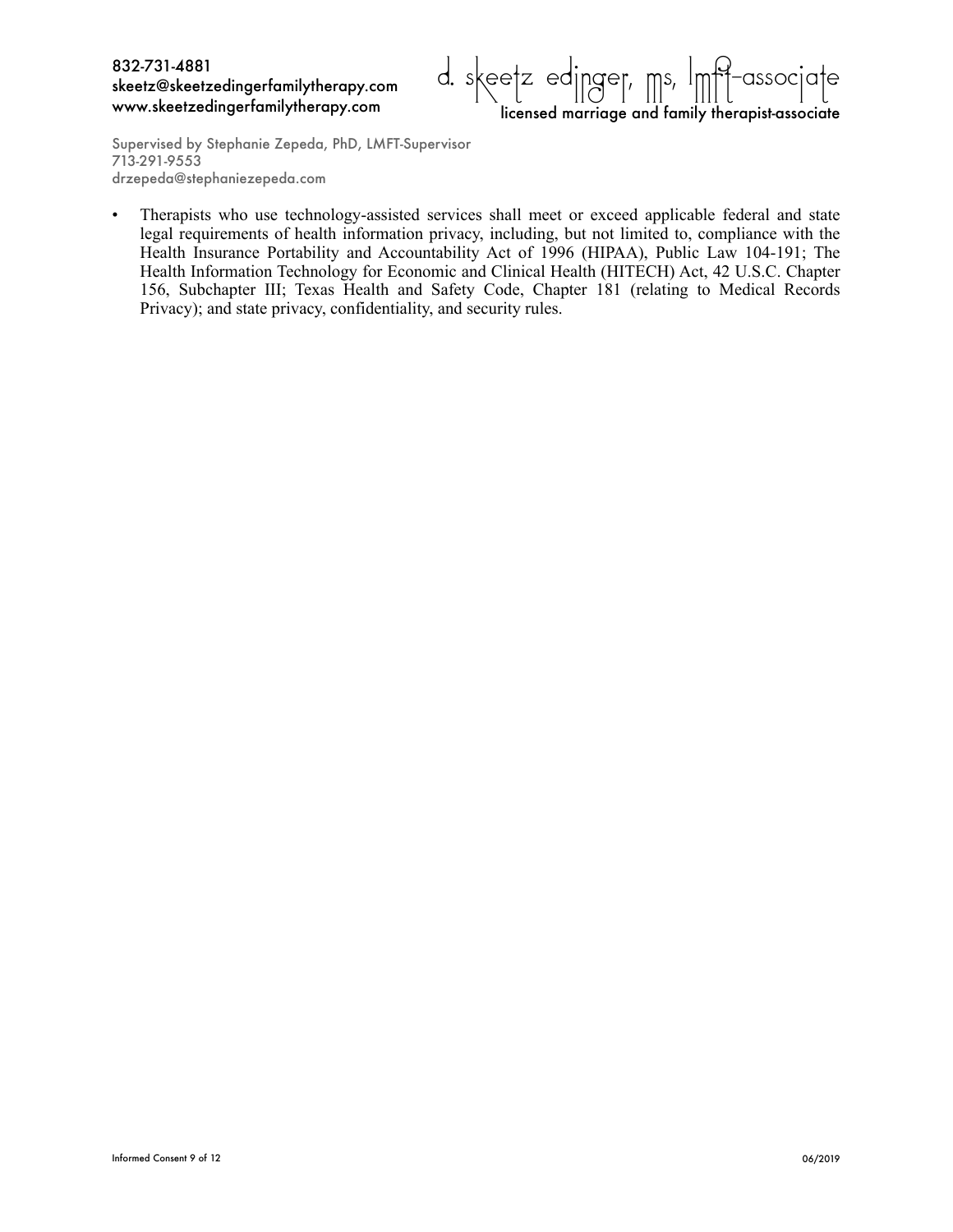- Therapists who use technology-assisted services shall meet or exceed applicable federal and state legal requirements of health information privacy, including, but not limited to, compliance with the Health Insurance Portability and Accountability Act of 1996 (HIPAA), Public Law 104-191; The Health Information Technology for Economic and Clinical Health (HITECH) Act, 42 U.S.C. Chapter 156, Subchapter III; Texas Health and Safety Code, Chapter 181 (relating to Medical Records Privacy); and state privacy, confidentiality, and security rules.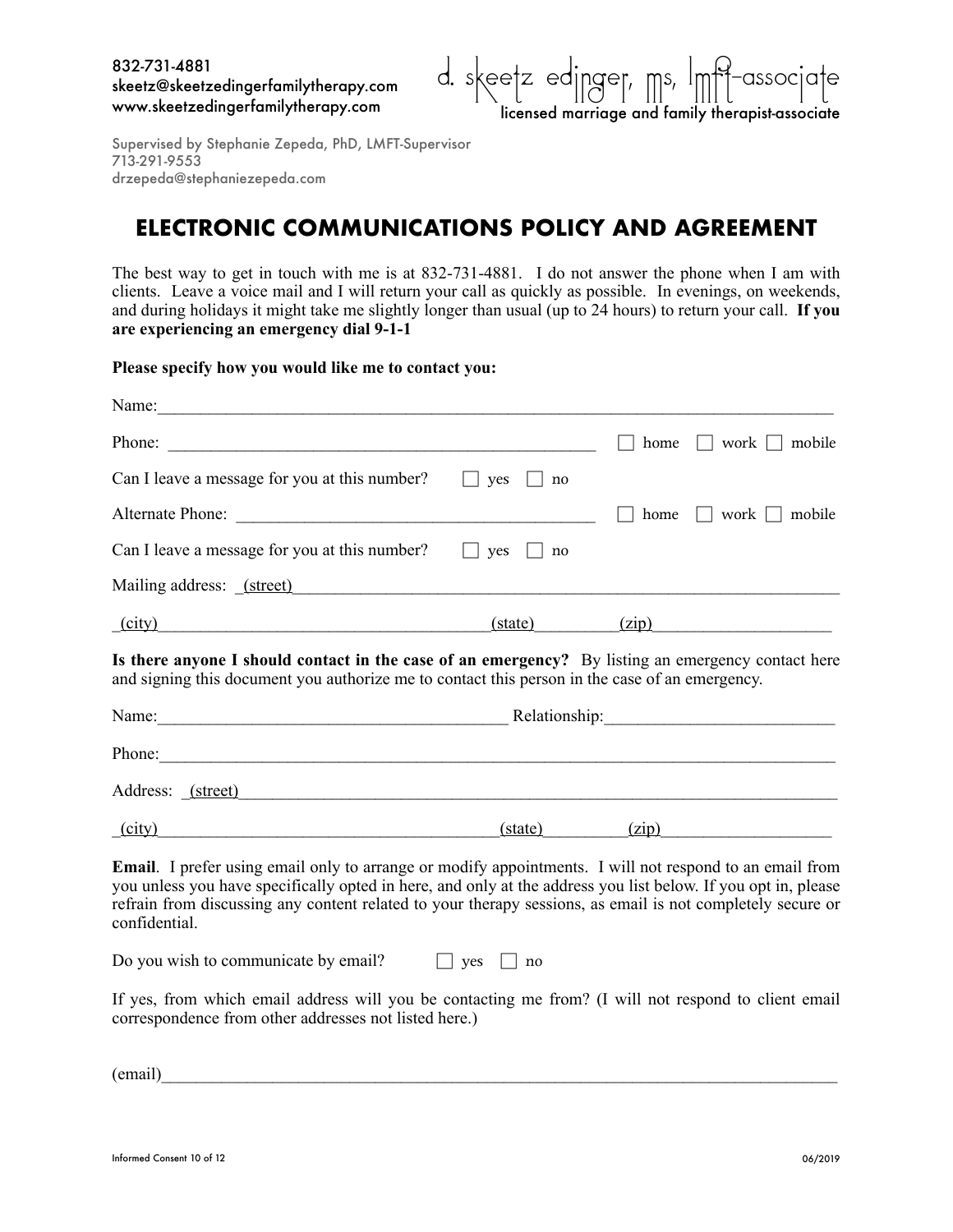832-731-4881
skeetz@skeetzedingerfamilytherapy.com
www.skeetzedingerfamilytherapy.com

d. skeetz edinger, ms, lmft-associate
licensed marriage and family therapist-associate

Supervised by Stephanie Zepeda, PhD, LMFT-Supervisor
713-291-9553
drzepeda@stephaniezepeda.com

# ELECTRONIC COMMUNICATIONS POLICY AND AGREEMENT

The best way to get in touch with me is at 832-731-4881. I do not answer the phone when I am with clients. Leave a voice mail and I will return your call as quickly as possible. In evenings, on weekends, and during holidays it might take me slightly longer than usual (up to 24 hours) to return your call. **If you are experiencing an emergency dial 9-1-1**

**Please specify how you would like me to contact you:**

Name:______________________________________________________________________________

Phone: ____________________________________________________ ☐ home ☐ work ☐ mobile

Can I leave a message for you at this number? ☐ yes ☐ no

Alternate Phone: __________________________________________ ☐ home ☐ work ☐ mobile

Can I leave a message for you at this number? ☐ yes ☐ no

Mailing address: _(street)___________________________________________________________

_(city)_______________________________________(state)__________(zip)____________________

**Is there anyone I should contact in the case of an emergency?** By listing an emergency contact here and signing this document you authorize me to contact this person in the case of an emergency.

Name:_________________________________________ Relationship:__________________________

Phone:_____________________________________________________________________________

Address: _(street)___________________________________________________________________

_(city)________________________________________(state)__________(zip)___________________

**Email**. I prefer using email only to arrange or modify appointments. I will not respond to an email from you unless you have specifically opted in here, and only at the address you list below. If you opt in, please refrain from discussing any content related to your therapy sessions, as email is not completely secure or confidential.

Do you wish to communicate by email? ☐ yes ☐ no

If yes, from which email address will you be contacting me from? (I will not respond to client email correspondence from other addresses not listed here.)

(email)_____________________________________________________________________________

Informed Consent

06/2019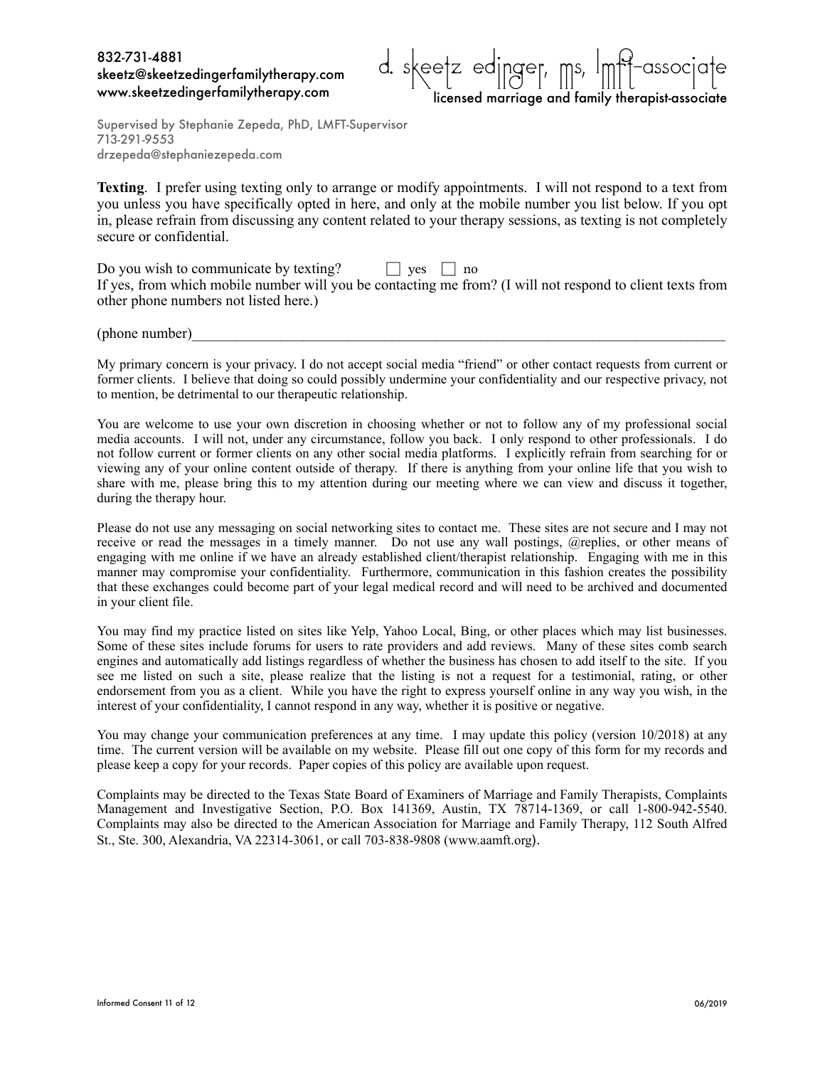832-731-4881
skeetz@skeetzedingerfamilytherapy.com
www.skeetzedingerfamilytherapy.com

d. skeetz edinger, ms, lmft-associate
licensed marriage and family therapist-associate

Supervised by Stephanie Zepeda, PhD, LMFT-Supervisor
713-291-9553
drzepeda@stephaniezepeda.com

**Texting**. I prefer using texting only to arrange or modify appointments. I will not respond to a text from you unless you have specifically opted in here, and only at the mobile number you list below. If you opt in, please refrain from discussing any content related to your therapy sessions, as texting is not completely secure or confidential.

Do you wish to communicate by texting? ☐ yes ☐ no
If yes, from which mobile number will you be contacting me from? (I will not respond to client texts from other phone numbers not listed here.)

(phone number)________________________________________________________________________

My primary concern is your privacy. I do not accept social media "friend" or other contact requests from current or former clients. I believe that doing so could possibly undermine your confidentiality and our respective privacy, not to mention, be detrimental to our therapeutic relationship.

You are welcome to use your own discretion in choosing whether or not to follow any of my professional social media accounts. I will not, under any circumstance, follow you back. I only respond to other professionals. I do not follow current or former clients on any other social media platforms. I explicitly refrain from searching for or viewing any of your online content outside of therapy. If there is anything from your online life that you wish to share with me, please bring this to my attention during our meeting where we can view and discuss it together, during the therapy hour.

Please do not use any messaging on social networking sites to contact me. These sites are not secure and I may not receive or read the messages in a timely manner. Do not use any wall postings, @replies, or other means of engaging with me online if we have an already established client/therapist relationship. Engaging with me in this manner may compromise your confidentiality. Furthermore, communication in this fashion creates the possibility that these exchanges could become part of your legal medical record and will need to be archived and documented in your client file.

You may find my practice listed on sites like Yelp, Yahoo Local, Bing, or other places which may list businesses. Some of these sites include forums for users to rate providers and add reviews. Many of these sites comb search engines and automatically add listings regardless of whether the business has chosen to add itself to the site. If you see me listed on such a site, please realize that the listing is not a request for a testimonial, rating, or other endorsement from you as a client. While you have the right to express yourself online in any way you wish, in the interest of your confidentiality, I cannot respond in any way, whether it is positive or negative.

You may change your communication preferences at any time. I may update this policy (version 10/2018) at any time. The current version will be available on my website. Please fill out one copy of this form for my records and please keep a copy for your records. Paper copies of this policy are available upon request.

Complaints may be directed to the Texas State Board of Examiners of Marriage and Family Therapists, Complaints Management and Investigative Section, P.O. Box 141369, Austin, TX 78714-1369, or call 1-800-942-5540. Complaints may also be directed to the American Association for Marriage and Family Therapy, 112 South Alfred St., Ste. 300, Alexandria, VA 22314-3061, or call 703-838-9808 (www.aamft.org).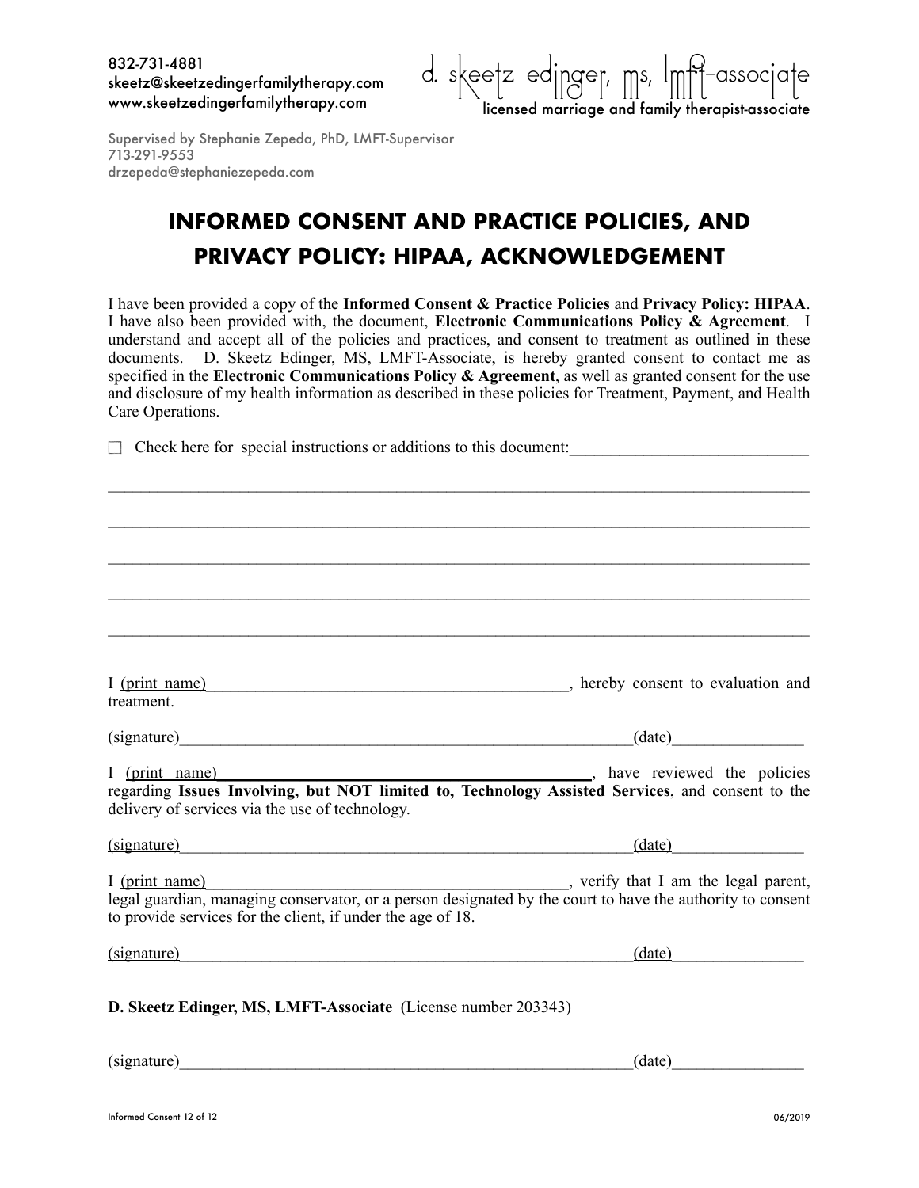832-731-4881
skeetz@skeetzedingerfamilytherapy.com
www.skeetzedingerfamilytherapy.com

d. skeetz edinger, ms, lmft-associate
licensed marriage and family therapist-associate

Supervised by Stephanie Zepeda, PhD, LMFT-Supervisor
713-291-9553
drzepeda@stephaniezepeda.com

# INFORMED CONSENT AND PRACTICE POLICIES, AND PRIVACY POLICY: HIPAA, ACKNOWLEDGEMENT

I have been provided a copy of the **Informed Consent & Practice Policies** and **Privacy Policy: HIPAA**. I have also been provided with, the document, **Electronic Communications Policy & Agreement**. I understand and accept all of the policies and practices, and consent to treatment as outlined in these documents. D. Skeetz Edinger, MS, LMFT-Associate, is hereby granted consent to contact me as specified in the **Electronic Communications Policy & Agreement**, as well as granted consent for the use and disclosure of my health information as described in these policies for Treatment, Payment, and Health Care Operations.

☐ Check here for special instructions or additions to this document:____________________________

_____________________________________________________________________________________

_____________________________________________________________________________________

_____________________________________________________________________________________

_____________________________________________________________________________________

_____________________________________________________________________________________

I (print name)_____________________________________________, hereby consent to evaluation and treatment.

(signature)___________________________________________________________(date)________________

I (print name)_____________________________________________, have reviewed the policies regarding **Issues Involving, but NOT limited to, Technology Assisted Services**, and consent to the delivery of services via the use of technology.

(signature)___________________________________________________________(date)________________

I (print name)_____________________________________________, verify that I am the legal parent, legal guardian, managing conservator, or a person designated by the court to have the authority to consent to provide services for the client, if under the age of 18.

(signature)___________________________________________________________(date)________________

**D. Skeetz Edinger, MS, LMFT-Associate** (License number 203343)

(signature)___________________________________________________________(date)________________

06/2019